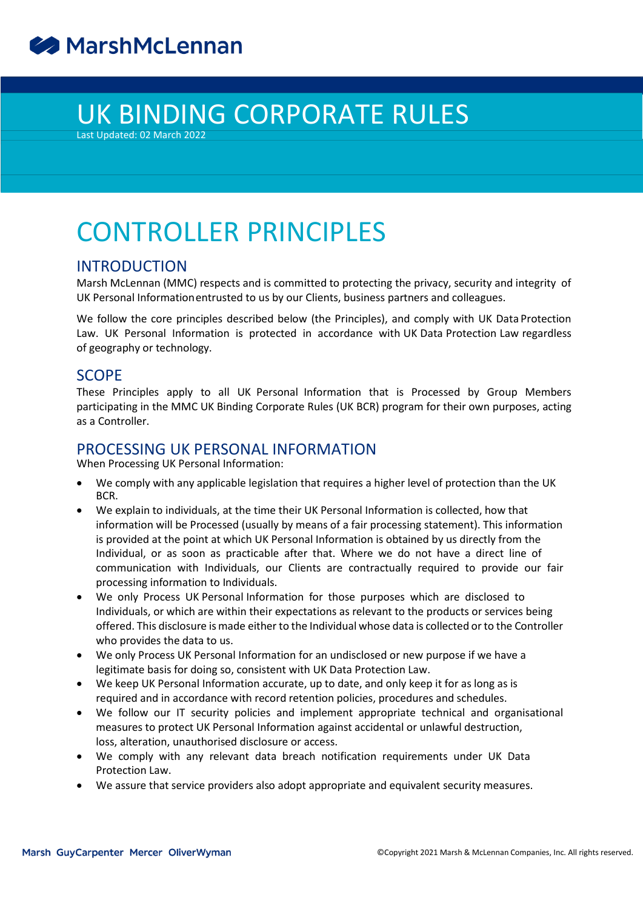# UK BINDING CORPORATE RULES

Last Updated: 02 March 2022

# CONTROLLER PRINCIPLES

## INTRODUCTION

Marsh McLennan (MMC) respects and is committed to protecting the privacy, security and integrity of UK Personal Information entrusted to us by our Clients, business partners and colleagues.

We follow the core principles described below (the Principles), and comply with UK Data Protection Law. UK Personal Information is protected in accordance with UK Data Protection Law regardless of geography or technology.

## SCOPE

These Principles apply to all UK Personal Information that is Processed by Group Members participating in the MMC UK Binding Corporate Rules (UK BCR) program for their own purposes, acting as a Controller.

## PROCESSING UK PERSONAL INFORMATION

When Processing UK Personal Information:

- We comply with any applicable legislation that requires a higher level of protection than the UK BCR.
- We explain to individuals, at the time their UK Personal Information is collected, how that information will be Processed (usually by means of a fair processing statement). This information is provided at the point at which UK Personal Information is obtained by us directly from the Individual, or as soon as practicable after that. Where we do not have a direct line of communication with Individuals, our Clients are contractually required to provide our fair processing information to Individuals.
- We only Process UK Personal Information for those purposes which are disclosed to Individuals, or which are within their expectations as relevant to the products or services being offered. This disclosure is made either to the Individual whose data is collected or to the Controller who provides the data to us.
- We only Process UK Personal Information for an undisclosed or new purpose if we have a legitimate basis for doing so, consistent with UK Data Protection Law.
- We keep UK Personal Information accurate, up to date, and only keep it for as long as is required and in accordance with record retention policies, procedures and schedules.
- We follow our IT security policies and implement appropriate technical and organisational measures to protect UK Personal Information against accidental or unlawful destruction, loss, alteration, unauthorised disclosure or access.
- We comply with any relevant data breach notification requirements under UK Data Protection Law.
- We assure that service providers also adopt appropriate and equivalent security measures.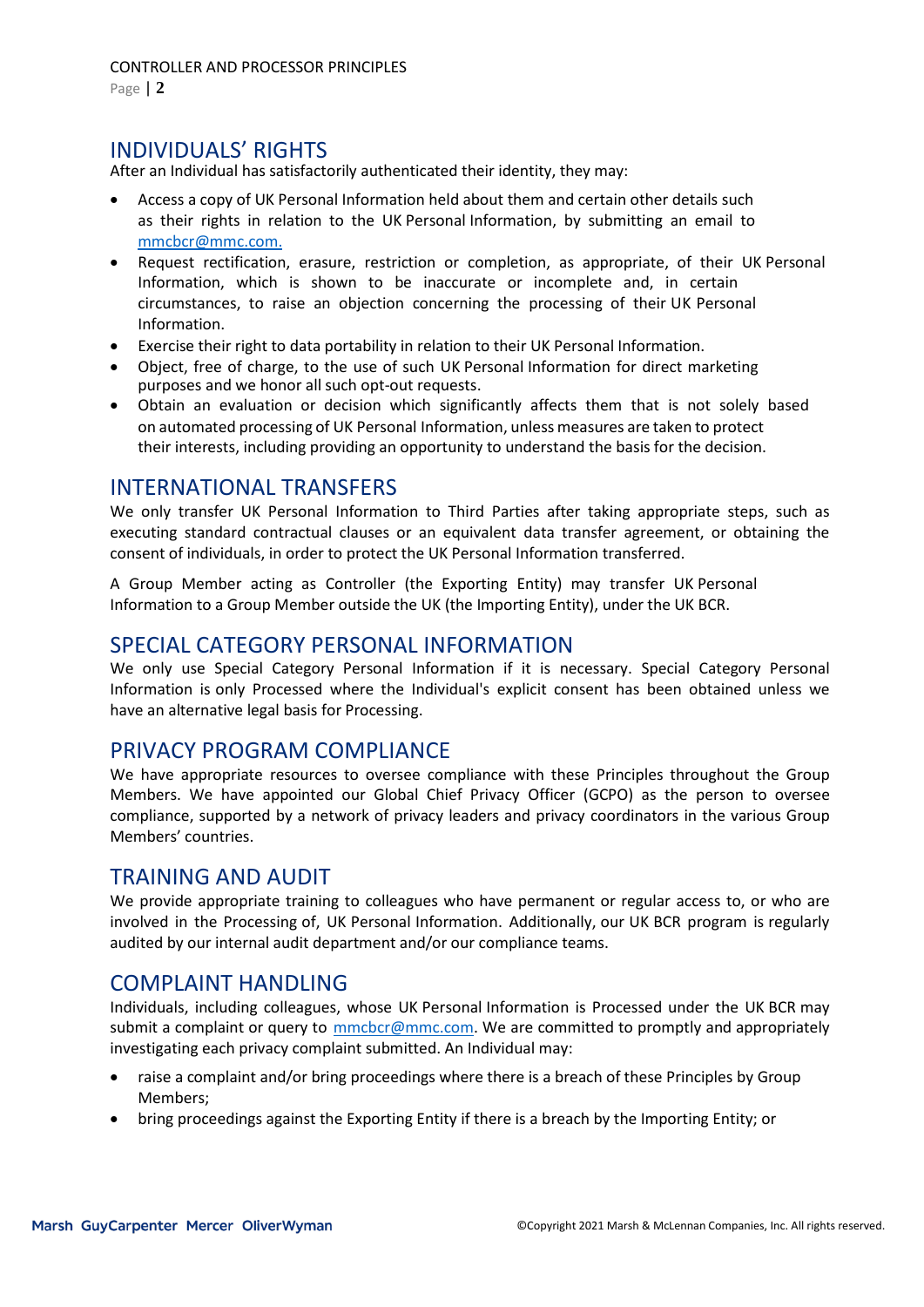## INDIVIDUALS' RIGHTS

After an Individual has satisfactorily authenticated their identity, they may:

- Access a copy of UK Personal Information held about them and certain other details such as their rights in relation to the UK Personal Information, by submitting an email to mmcbcr@mmc.com.
- Request rectification, erasure, restriction or completion, as appropriate, of their UK Personal Information, which is shown to be inaccurate or incomplete and, in certain circumstances, to raise an objection concerning the processing of their UK Personal Information.
- Exercise their right to data portability in relation to their UK Personal Information.
- Object, free of charge, to the use of such UK Personal Information for direct marketing purposes and we honor all such opt-out requests.
- Obtain an evaluation or decision which significantly affects them that is not solely based on automated processing of UK Personal Information, unless measures are taken to protect their interests, including providing an opportunity to understand the basis for the decision.

## INTERNATIONAL TRANSFERS

We only transfer UK Personal Information to Third Parties after taking appropriate steps, such as executing standard contractual clauses or an equivalent data transfer agreement, or obtaining the consent of individuals, in order to protect the UK Personal Information transferred.

A Group Member acting as Controller (the Exporting Entity) may transfer UK Personal Information to a Group Member outside the UK (the Importing Entity), under the UK BCR.

## SPECIAL CATEGORY PERSONAL INFORMATION

We only use Special Category Personal Information if it is necessary. Special Category Personal Information is only Processed where the Individual's explicit consent has been obtained unless we have an alternative legal basis for Processing.

## PRIVACY PROGRAM COMPLIANCE

We have appropriate resources to oversee compliance with these Principles throughout the Group Members. We have appointed our Global Chief Privacy Officer (GCPO) as the person to oversee compliance, supported by a network of privacy leaders and privacy coordinators in the various Group Members' countries.

## TRAINING AND AUDIT

We provide appropriate training to colleagues who have permanent or regular access to, or who are involved in the Processing of, UK Personal Information. Additionally, our UK BCR program is regularly audited by our internal audit department and/or our compliance teams.

## COMPLAINT HANDLING

Individuals, including colleagues, whose UK Personal Information is Processed under the UK BCR may submit a complaint or query to mmcbcr@mmc.com. We are committed to promptly and appropriately investigating each privacy complaint submitted. An Individual may:

- raise a complaint and/or bring proceedings where there is a breach of these Principles by Group Members;
- bring proceedings against the Exporting Entity if there is a breach by the Importing Entity; or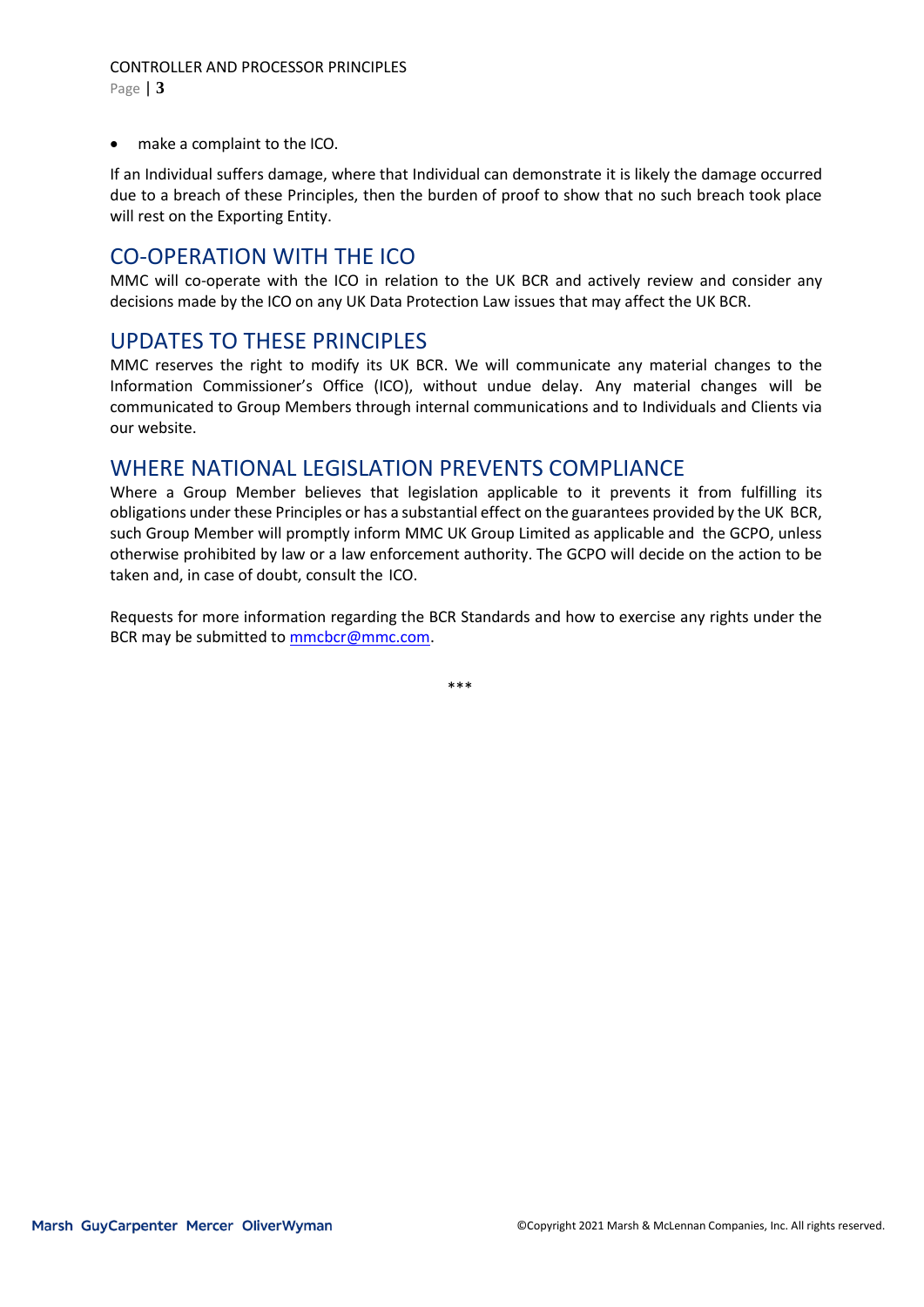- make a complaint to the ICO.

If an Individual suffers damage, where that Individual can demonstrate it is likely the damage occurred due to a breach of these Principles, then the burden of proof to show that no such breach took place will rest on the Exporting Entity.

## CO-OPERATION WITH THE ICO

MMC will co-operate with the ICO in relation to the UK BCR and actively review and consider any decisions made by the ICO on any UK Data Protection Law issues that may affect the UK BCR.

## UPDATES TO THESE PRINCIPLES

MMC reserves the right to modify its UK BCR. We will communicate any material changes to the Information Commissioner's Office (ICO), without undue delay. Any material changes will be communicated to Group Members through internal communications and to Individuals and Clients via our website.

## WHERE NATIONAL LEGISLATION PREVENTS COMPLIANCE

Where a Group Member believes that legislation applicable to it prevents it from fulfilling its obligations under these Principles or has a substantial effect on the guarantees provided by the UK BCR, such Group Member will promptly inform MMC UK Group Limited as applicable and the GCPO, unless otherwise prohibited by law or a law enforcement authority. The GCPO will decide on the action to be taken and, in case of doubt, consult the ICO.

Requests for more information regarding the BCR Standards and how to exercise any rights under the BCR may be submitted to mmcbcr@mmc.com.

***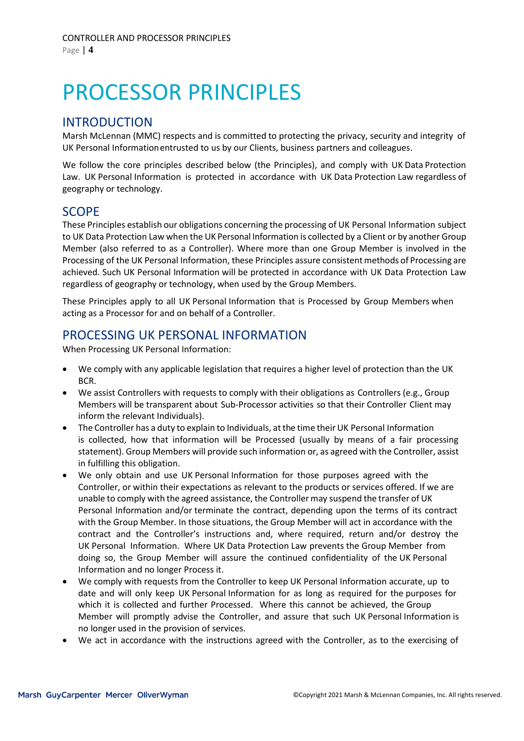# PROCESSOR PRINCIPLES

## INTRODUCTION

Marsh McLennan (MMC) respects and is committed to protecting the privacy, security and integrity of UK Personal Information entrusted to us by our Clients, business partners and colleagues.

We follow the core principles described below (the Principles), and comply with UK Data Protection Law. UK Personal Information is protected in accordance with UK Data Protection Law regardless of geography or technology.

## SCOPE

These Principles establish our obligations concerning the processing of UK Personal Information subject to UK Data Protection Law when the UK Personal Information is collected by a Client or by another Group Member (also referred to as a Controller). Where more than one Group Member is involved in the Processing of the UK Personal Information, these Principles assure consistent methods of Processing are achieved. Such UK Personal Information will be protected in accordance with UK Data Protection Law regardless of geography or technology, when used by the Group Members.

These Principles apply to all UK Personal Information that is Processed by Group Members when acting as a Processor for and on behalf of a Controller.

## PROCESSING UK PERSONAL INFORMATION

When Processing UK Personal Information:

- We comply with any applicable legislation that requires a higher level of protection than the UK BCR.
- We assist Controllers with requests to comply with their obligations as Controllers (e.g., Group Members will be transparent about Sub-Processor activities so that their Controller Client may inform the relevant Individuals).
- The Controller has a duty to explain to Individuals, at the time their UK Personal Information is collected, how that information will be Processed (usually by means of a fair processing statement). Group Members will provide such information or, as agreed with the Controller, assist in fulfilling this obligation.
- We only obtain and use UK Personal Information for those purposes agreed with the Controller, or within their expectations as relevant to the products or services offered. If we are unable to comply with the agreed assistance, the Controller may suspend the transfer of UK Personal Information and/or terminate the contract, depending upon the terms of its contract with the Group Member. In those situations, the Group Member will act in accordance with the contract and the Controller's instructions and, where required, return and/or destroy the UK Personal Information. Where UK Data Protection Law prevents the Group Member from doing so, the Group Member will assure the continued confidentiality of the UK Personal Information and no longer Process it.
- We comply with requests from the Controller to keep UK Personal Information accurate, up to date and will only keep UK Personal Information for as long as required for the purposes for which it is collected and further Processed. Where this cannot be achieved, the Group Member will promptly advise the Controller, and assure that such UK Personal Information is no longer used in the provision of services.
- We act in accordance with the instructions agreed with the Controller, as to the exercising of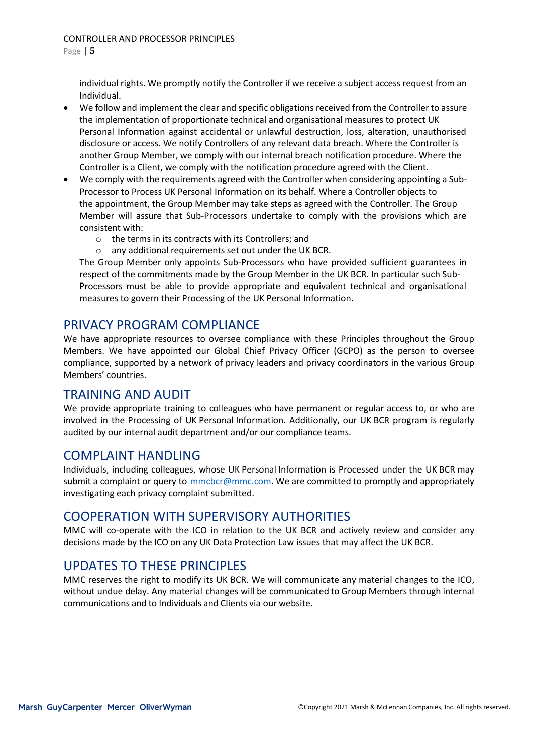individual rights. We promptly notify the Controller if we receive a subject access request from an Individual.

- We follow and implement the clear and specific obligations received from the Controller to assure the implementation of proportionate technical and organisational measures to protect UK Personal Information against accidental or unlawful destruction, loss, alteration, unauthorised disclosure or access. We notify Controllers of any relevant data breach. Where the Controller is another Group Member, we comply with our internal breach notification procedure. Where the Controller is a Client, we comply with the notification procedure agreed with the Client.
- We comply with the requirements agreed with the Controller when considering appointing a Sub-Processor to Process UK Personal Information on its behalf. Where a Controller objects to the appointment, the Group Member may take steps as agreed with the Controller. The Group Member will assure that Sub-Processors undertake to comply with the provisions which are consistent with:
  - the terms in its contracts with its Controllers; and
  - any additional requirements set out under the UK BCR.

  The Group Member only appoints Sub-Processors who have provided sufficient guarantees in respect of the commitments made by the Group Member in the UK BCR. In particular such Sub-Processors must be able to provide appropriate and equivalent technical and organisational measures to govern their Processing of the UK Personal Information.

## PRIVACY PROGRAM COMPLIANCE

We have appropriate resources to oversee compliance with these Principles throughout the Group Members. We have appointed our Global Chief Privacy Officer (GCPO) as the person to oversee compliance, supported by a network of privacy leaders and privacy coordinators in the various Group Members' countries.

## TRAINING AND AUDIT

We provide appropriate training to colleagues who have permanent or regular access to, or who are involved in the Processing of UK Personal Information. Additionally, our UK BCR program is regularly audited by our internal audit department and/or our compliance teams.

## COMPLAINT HANDLING

Individuals, including colleagues, whose UK Personal Information is Processed under the UK BCR may submit a complaint or query to mmcbcr@mmc.com. We are committed to promptly and appropriately investigating each privacy complaint submitted.

## COOPERATION WITH SUPERVISORY AUTHORITIES

MMC will co-operate with the ICO in relation to the UK BCR and actively review and consider any decisions made by the ICO on any UK Data Protection Law issues that may affect the UK BCR.

## UPDATES TO THESE PRINCIPLES

MMC reserves the right to modify its UK BCR. We will communicate any material changes to the ICO, without undue delay. Any material changes will be communicated to Group Members through internal communications and to Individuals and Clients via our website.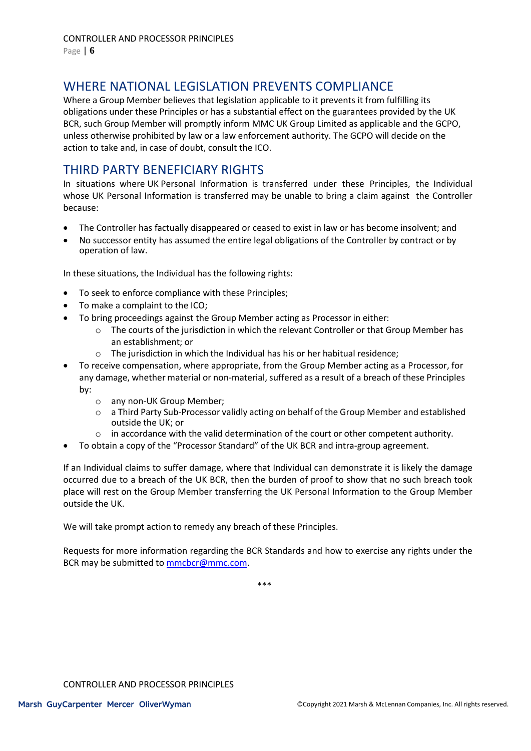## WHERE NATIONAL LEGISLATION PREVENTS COMPLIANCE

Where a Group Member believes that legislation applicable to it prevents it from fulfilling its obligations under these Principles or has a substantial effect on the guarantees provided by the UK BCR, such Group Member will promptly inform MMC UK Group Limited as applicable and the GCPO, unless otherwise prohibited by law or a law enforcement authority. The GCPO will decide on the action to take and, in case of doubt, consult the ICO.

## THIRD PARTY BENEFICIARY RIGHTS

In situations where UK Personal Information is transferred under these Principles, the Individual whose UK Personal Information is transferred may be unable to bring a claim against the Controller because:

- The Controller has factually disappeared or ceased to exist in law or has become insolvent; and
- No successor entity has assumed the entire legal obligations of the Controller by contract or by operation of law.

In these situations, the Individual has the following rights:

- To seek to enforce compliance with these Principles;
- To make a complaint to the ICO;
- To bring proceedings against the Group Member acting as Processor in either:
  - The courts of the jurisdiction in which the relevant Controller or that Group Member has an establishment; or
  - The jurisdiction in which the Individual has his or her habitual residence;
- To receive compensation, where appropriate, from the Group Member acting as a Processor, for any damage, whether material or non-material, suffered as a result of a breach of these Principles by:
  - any non-UK Group Member;
  - a Third Party Sub-Processor validly acting on behalf of the Group Member and established outside the UK; or
  - in accordance with the valid determination of the court or other competent authority.
- To obtain a copy of the "Processor Standard" of the UK BCR and intra-group agreement.

If an Individual claims to suffer damage, where that Individual can demonstrate it is likely the damage occurred due to a breach of the UK BCR, then the burden of proof to show that no such breach took place will rest on the Group Member transferring the UK Personal Information to the Group Member outside the UK.

We will take prompt action to remedy any breach of these Principles.

Requests for more information regarding the BCR Standards and how to exercise any rights under the BCR may be submitted to mmcbcr@mmc.com.

\*\*\*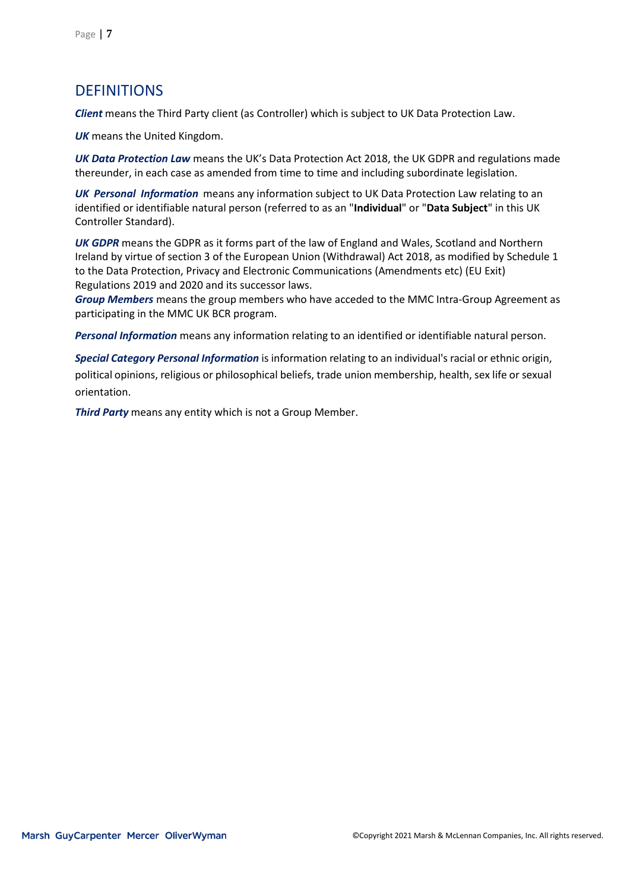## DEFINITIONS

***Client*** means the Third Party client (as Controller) which is subject to UK Data Protection Law.

***UK*** means the United Kingdom.

***UK Data Protection Law*** means the UK's Data Protection Act 2018, the UK GDPR and regulations made thereunder, in each case as amended from time to time and including subordinate legislation.

***UK Personal Information*** means any information subject to UK Data Protection Law relating to an identified or identifiable natural person (referred to as an "**Individual**" or "**Data Subject**" in this UK Controller Standard).

***UK GDPR*** means the GDPR as it forms part of the law of England and Wales, Scotland and Northern Ireland by virtue of section 3 of the European Union (Withdrawal) Act 2018, as modified by Schedule 1 to the Data Protection, Privacy and Electronic Communications (Amendments etc) (EU Exit) Regulations 2019 and 2020 and its successor laws.

***Group Members*** means the group members who have acceded to the MMC Intra-Group Agreement as participating in the MMC UK BCR program.

***Personal Information*** means any information relating to an identified or identifiable natural person.

***Special Category Personal Information*** is information relating to an individual's racial or ethnic origin, political opinions, religious or philosophical beliefs, trade union membership, health, sex life or sexual orientation.

***Third Party*** means any entity which is not a Group Member.